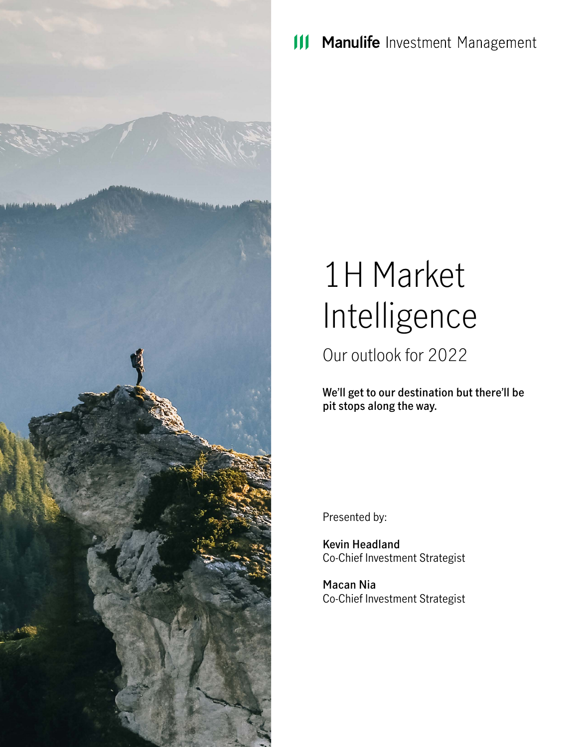Manulife Investment Management

# 1H Market Intelligence

## Our outlook for 2022

**We'll get to our destination but there'll be pit stops along the way.**

Presented by:

**Kevin Headland**
Co-Chief Investment Strategist

**Macan Nia**
Co-Chief Investment Strategist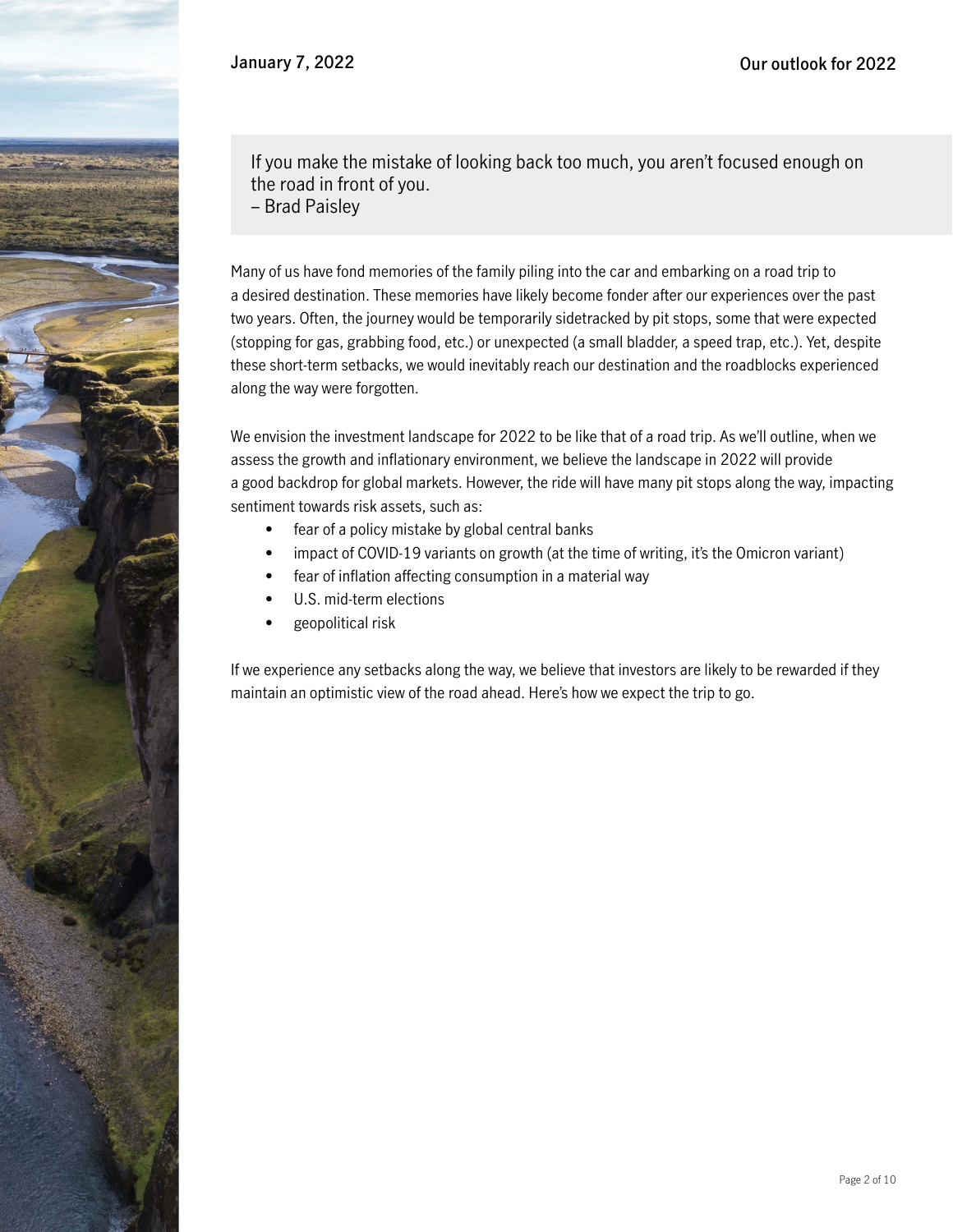> If you make the mistake of looking back too much, you aren't focused enough on the road in front of you.
> – Brad Paisley

Many of us have fond memories of the family piling into the car and embarking on a road trip to a desired destination. These memories have likely become fonder after our experiences over the past two years. Often, the journey would be temporarily sidetracked by pit stops, some that were expected (stopping for gas, grabbing food, etc.) or unexpected (a small bladder, a speed trap, etc.). Yet, despite these short-term setbacks, we would inevitably reach our destination and the roadblocks experienced along the way were forgotten.

We envision the investment landscape for 2022 to be like that of a road trip. As we'll outline, when we assess the growth and inflationary environment, we believe the landscape in 2022 will provide a good backdrop for global markets. However, the ride will have many pit stops along the way, impacting sentiment towards risk assets, such as:

- fear of a policy mistake by global central banks
- impact of COVID-19 variants on growth (at the time of writing, it's the Omicron variant)
- fear of inflation affecting consumption in a material way
- U.S. mid-term elections
- geopolitical risk

If we experience any setbacks along the way, we believe that investors are likely to be rewarded if they maintain an optimistic view of the road ahead. Here's how we expect the trip to go.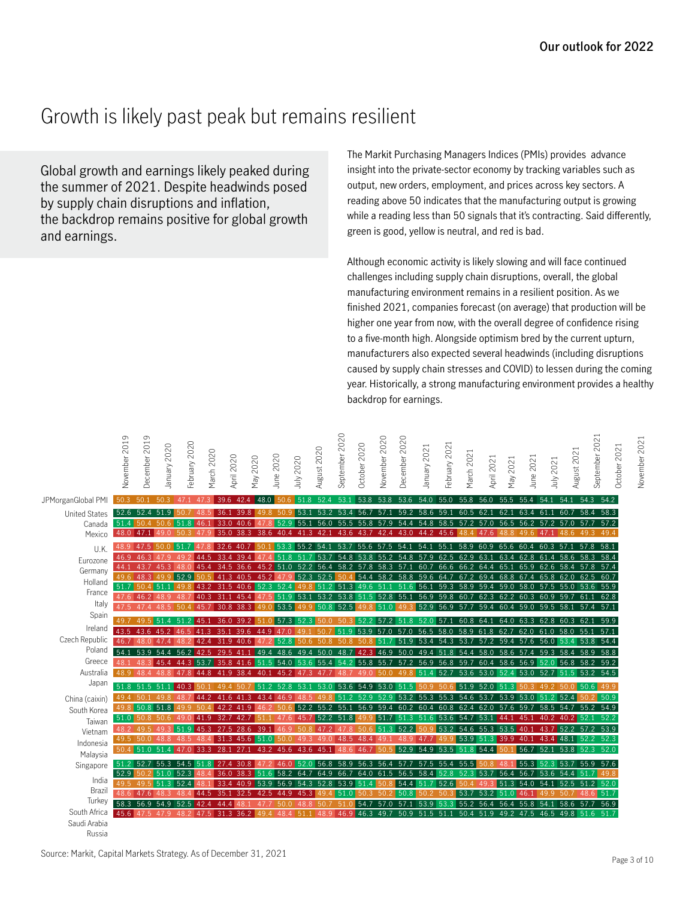# Growth is likely past peak but remains resilient

Global growth and earnings likely peaked during the summer of 2021. Despite headwinds posed by supply chain disruptions and inflation, the backdrop remains positive for global growth and earnings.

The Markit Purchasing Managers Indices (PMIs) provides advance insight into the private-sector economy by tracking variables such as output, new orders, employment, and prices across key sectors. A reading above 50 indicates that the manufacturing output is growing while a reading less than 50 signals that it's contracting. Said differently, green is good, yellow is neutral, and red is bad.

Although economic activity is likely slowing and will face continued challenges including supply chain disruptions, overall, the global manufacturing environment remains in a resilient position. As we finished 2021, companies forecast (on average) that production will be higher one year from now, with the overall degree of confidence rising to a five-month high. Alongside optimism bred by the current upturn, manufacturers also expected several headwinds (including disruptions caused by supply chain stresses and COVID) to lessen during the coming year. Historically, a strong manufacturing environment provides a healthy backdrop for earnings.

| | November 2019 | December 2019 | January 2020 | February 2020 | March 2020 | April 2020 | May 2020 | June 2020 | July 2020 | August 2020 | September 2020 | October 2020 | November 2020 | December 2020 | January 2021 | February 2021 | March 2021 | April 2021 | May 2021 | June 2021 | July 2021 | August 2021 | September 2021 | October 2021 | November 2021 |
|---|---|---|---|---|---|---|---|---|---|---|---|---|---|---|---|---|---|---|---|---|---|---|---|---|---|
| JPMorganGlobal PMI | 50.3 | 50.1 | 50.3 | 47.1 | 47.3 | 39.6 | 42.4 | 48.0 | 50.6 | 51.8 | 52.4 | 53.1 | 53.8 | 53.8 | 53.6 | 54.0 | 55.0 | 55.8 | 56.0 | 55.5 | 55.4 | 54.1 | 54.1 | 54.3 | 54.2 |
| United States | 52.6 | 52.4 | 51.9 | 50.7 | 48.5 | 36.1 | 39.8 | 49.8 | 50.9 | 53.1 | 53.2 | 53.4 | 56.7 | 57.1 | 59.2 | 58.6 | 59.1 | 60.5 | 62.1 | 62.1 | 63.4 | 61.1 | 60.7 | 58.4 | 58.3 |
| Canada | 51.4 | 50.4 | 50.6 | 51.8 | 46.1 | 33.0 | 40.6 | 47.8 | 52.9 | 55.1 | 56.0 | 55.5 | 55.8 | 57.9 | 54.4 | 54.8 | 58.5 | 57.2 | 57.0 | 56.5 | 56.2 | 57.2 | 57.0 | 57.7 | 57.2 |
| Mexico | 48.0 | 47.1 | 49.0 | 50.3 | 47.9 | 35.0 | 38.3 | 38.6 | 40.4 | 41.3 | 42.1 | 43.6 | 43.7 | 42.4 | 43.0 | 44.2 | 45.6 | 48.4 | 47.6 | 48.8 | 49.6 | 47.1 | 48.6 | 49.3 | 49.4 |
| U.K. | 48.9 | 47.5 | 50.0 | 51.7 | 47.8 | 32.6 | 40.7 | 50.1 | 53.3 | 55.2 | 54.1 | 53.7 | 55.6 | 57.5 | 54.1 | 54.1 | 55.1 | 58.9 | 60.9 | 65.6 | 60.4 | 60.3 | 57.1 | 57.8 | 58.1 |
| Eurozone | 46.9 | 46.3 | 47.9 | 49.2 | 44.5 | 33.4 | 39.4 | 47.4 | 51.8 | 51.7 | 53.7 | 54.8 | 53.8 | 55.2 | 54.8 | 57.9 | 62.5 | 62.9 | 63.1 | 63.4 | 62.8 | 61.4 | 58.6 | 58.3 | 58.4 |
| Germany | 44.1 | 43.7 | 45.3 | 48.0 | 45.4 | 34.5 | 36.6 | 45.2 | 51.0 | 52.2 | 56.4 | 58.2 | 57.8 | 58.3 | 57.1 | 60.7 | 66.6 | 66.2 | 64.4 | 65.1 | 65.9 | 62.6 | 58.4 | 57.8 | 57.4 |
| Holland | 49.6 | 48.3 | 49.9 | 52.9 | 50.5 | 41.3 | 40.5 | 45.2 | 47.9 | 52.3 | 52.5 | 50.4 | 54.4 | 58.2 | 58.8 | 59.6 | 64.7 | 67.2 | 69.4 | 68.8 | 67.4 | 65.8 | 62.0 | 62.5 | 60.7 |
| France | 51.7 | 50.4 | 51.1 | 49.8 | 43.2 | 31.5 | 40.6 | 52.3 | 52.4 | 49.8 | 51.2 | 51.3 | 49.6 | 51.1 | 51.6 | 56.1 | 59.3 | 58.9 | 59.4 | 59.0 | 58.0 | 57.5 | 55.0 | 53.6 | 55.9 |
| Italy | 47.6 | 46.2 | 48.9 | 48.7 | 40.3 | 31.1 | 45.4 | 47.5 | 51.9 | 53.1 | 53.2 | 53.8 | 51.5 | 52.8 | 55.1 | 56.9 | 59.8 | 60.7 | 62.3 | 62.2 | 60.3 | 60.9 | 59.7 | 61.1 | 62.8 |
| Spain | 47.5 | 47.4 | 48.5 | 50.4 | 45.7 | 30.8 | 38.3 | 49.0 | 53.5 | 49.9 | 50.8 | 52.5 | 49.8 | 51.0 | 49.3 | 52.9 | 56.9 | 57.7 | 59.4 | 60.4 | 59.0 | 59.5 | 58.1 | 57.4 | 57.1 |
| Ireland | 49.7 | 49.5 | 51.4 | 51.2 | 45.1 | 36.0 | 39.2 | 51.0 | 57.3 | 52.3 | 50.0 | 50.3 | 52.2 | 57.2 | 51.8 | 52.0 | 57.1 | 60.8 | 64.1 | 64.0 | 63.3 | 62.8 | 60.3 | 62.1 | 59.9 |
| Czech Republic | 43.5 | 43.6 | 45.2 | 46.5 | 41.3 | 35.1 | 39.6 | 44.9 | 47.0 | 49.1 | 50.7 | 51.9 | 53.9 | 57.0 | 57.0 | 56.5 | 58.0 | 58.9 | 61.8 | 62.7 | 62.0 | 61.0 | 58.0 | 55.1 | 57.1 |
| Poland | 46.7 | 48.0 | 47.4 | 48.2 | 42.4 | 31.9 | 40.6 | 47.2 | 52.8 | 50.6 | 50.8 | 50.8 | 50.8 | 51.7 | 51.9 | 53.4 | 54.3 | 53.7 | 57.2 | 59.4 | 57.6 | 56.0 | 53.4 | 53.8 | 54.4 |
| Greece | 54.1 | 53.9 | 54.4 | 56.2 | 42.5 | 29.5 | 41.1 | 49.4 | 48.6 | 49.4 | 50.0 | 48.7 | 42.3 | 46.9 | 50.0 | 49.4 | 51.8 | 54.4 | 58.0 | 58.6 | 57.4 | 59.3 | 58.4 | 58.9 | 58.8 |
| Australia | 48.1 | 48.3 | 45.4 | 44.3 | 53.7 | 35.8 | 41.6 | 51.5 | 54.0 | 53.6 | 55.4 | 54.2 | 55.8 | 55.7 | 57.2 | 56.9 | 56.8 | 59.7 | 60.4 | 58.6 | 56.9 | 52.0 | 56.8 | 58.2 | 59.2 |
| Japan | 48.9 | 48.4 | 48.8 | 47.8 | 44.8 | 41.9 | 38.4 | 40.1 | 45.2 | 47.3 | 47.7 | 48.7 | 49.0 | 50.0 | 49.8 | 51.4 | 52.7 | 53.6 | 53.0 | 52.4 | 53.0 | 52.7 | 51.5 | 53.2 | 54.5 |
| China (caixin) | 51.8 | 51.5 | 51.1 | 40.3 | 50.1 | 49.4 | 50.7 | 51.2 | 52.8 | 53.1 | 53.0 | 53.6 | 54.9 | 53.0 | 51.5 | 50.9 | 50.6 | 51.9 | 52.0 | 51.3 | 50.3 | 49.2 | 50.0 | 50.6 | 49.9 |
| South Korea | 49.4 | 50.1 | 49.8 | 48.7 | 44.2 | 41.6 | 41.3 | 43.4 | 46.9 | 48.5 | 49.8 | 51.2 | 52.9 | 52.9 | 53.2 | 55.3 | 55.3 | 54.6 | 53.7 | 53.9 | 53.0 | 51.2 | 52.4 | 50.2 | 50.9 |
| Taiwan | 49.8 | 50.8 | 51.8 | 49.9 | 50.4 | 42.2 | 41.9 | 46.2 | 50.6 | 52.2 | 55.2 | 55.1 | 56.9 | 59.4 | 60.2 | 60.4 | 60.8 | 62.4 | 62.0 | 57.6 | 59.7 | 58.5 | 54.7 | 55.2 | 54.9 |
| Vietnam | 51.0 | 50.8 | 50.6 | 49.0 | 41.9 | 32.7 | 42.7 | 51.1 | 47.6 | 45.7 | 52.2 | 51.8 | 49.9 | 51.7 | 51.3 | 51.6 | 53.6 | 54.7 | 53.1 | 44.1 | 45.1 | 40.2 | 40.2 | 52.1 | 52.2 |
| Indonesia | 48.2 | 49.5 | 49.3 | 51.9 | 45.3 | 27.5 | 28.6 | 39.1 | 46.9 | 50.8 | 47.2 | 47.8 | 50.6 | 51.3 | 52.2 | 50.9 | 53.2 | 54.6 | 55.3 | 53.5 | 40.1 | 43.7 | 52.2 | 57.2 | 53.9 |
| Malaysia | 49.5 | 50.0 | 48.8 | 48.5 | 48.4 | 31.3 | 45.6 | 51.0 | 50.0 | 49.3 | 49.0 | 48.5 | 48.4 | 49.1 | 48.9 | 47.7 | 49.9 | 53.9 | 51.3 | 39.9 | 40.1 | 43.4 | 48.1 | 52.2 | 52.3 |
| Singapore | 50.4 | 51.0 | 51.4 | 47.0 | 33.3 | 28.1 | 27.1 | 43.2 | 45.6 | 43.6 | 45.1 | 48.6 | 46.7 | 50.5 | 52.9 | 54.9 | 53.5 | 51.8 | 54.4 | 50.1 | 56.7 | 52.1 | 53.8 | 52.3 | 52.0 |
| India | 51.2 | 52.7 | 55.3 | 54.5 | 51.8 | 27.4 | 30.8 | 47.2 | 46.0 | 52.0 | 56.8 | 58.9 | 56.3 | 56.4 | 57.7 | 57.5 | 55.4 | 55.5 | 50.8 | 48.1 | 55.3 | 52.3 | 53.7 | 55.9 | 57.6 |
| Brazil | 52.9 | 50.2 | 51.0 | 52.3 | 48.4 | 36.0 | 38.3 | 51.6 | 58.2 | 64.7 | 64.9 | 66.7 | 64.0 | 61.5 | 56.5 | 58.4 | 52.8 | 52.3 | 53.7 | 56.4 | 56.7 | 53.6 | 54.4 | 51.7 | 49.8 |
| Turkey | 49.5 | 49.5 | 51.3 | 52.4 | 48.1 | 33.4 | 40.9 | 53.9 | 56.9 | 54.3 | 52.8 | 53.9 | 51.4 | 50.8 | 54.4 | 51.7 | 52.6 | 50.4 | 49.3 | 51.3 | 54.0 | 54.1 | 52.5 | 51.2 | 52.0 |
| South Africa | 48.6 | 47.6 | 48.3 | 48.4 | 44.5 | 35.1 | 32.5 | 42.5 | 44.9 | 45.3 | 49.4 | 51.0 | 50.3 | 50.2 | 50.8 | 50.2 | 50.3 | 53.7 | 53.2 | 51.0 | 46.1 | 49.9 | 50.7 | 48.6 | 51.7 |
| Saudi Arabia | 58.3 | 56.9 | 54.9 | 52.5 | 42.4 | 44.4 | 48.1 | 47.7 | 50.0 | 48.8 | 50.7 | 51.0 | 54.7 | 57.0 | 57.1 | 53.9 | 53.3 | 55.2 | 56.4 | 56.4 | 55.8 | 54.1 | 58.6 | 57.7 | 56.9 |
| Russia | 45.6 | 47.5 | 47.9 | 48.2 | 47.5 | 31.3 | 36.2 | 49.4 | 48.4 | 51.1 | 48.9 | 46.9 | 46.3 | 49.7 | 50.9 | 51.5 | 51.1 | 50.4 | 51.9 | 49.2 | 47.5 | 46.5 | 49.8 | 51.6 | 51.7 |

Source: Markit, Capital Markets Strategy. As of December 31, 2021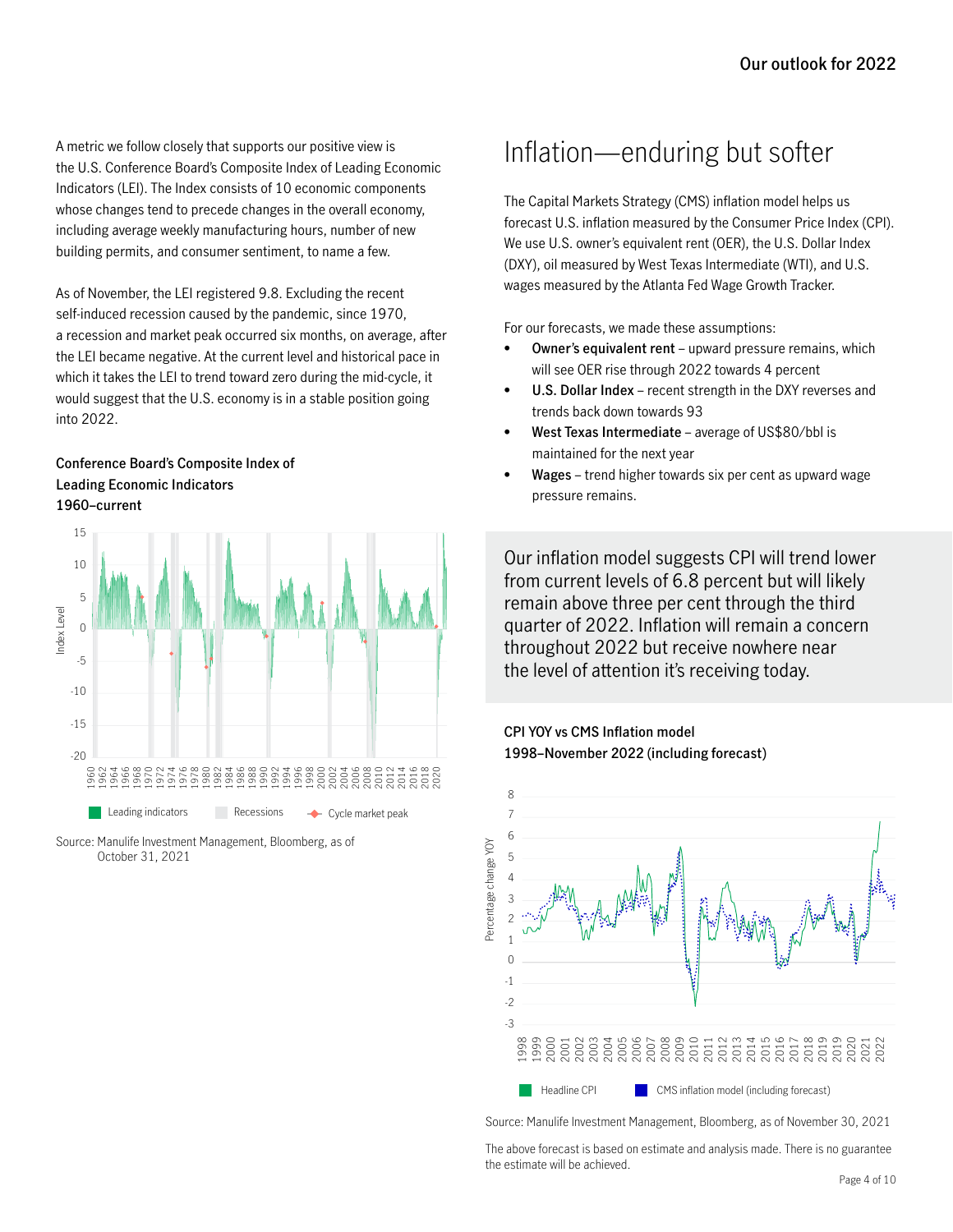A metric we follow closely that supports our positive view is the U.S. Conference Board's Composite Index of Leading Economic Indicators (LEI). The Index consists of 10 economic components whose changes tend to precede changes in the overall economy, including average weekly manufacturing hours, number of new building permits, and consumer sentiment, to name a few.

As of November, the LEI registered 9.8. Excluding the recent self-induced recession caused by the pandemic, since 1970, a recession and market peak occurred six months, on average, after the LEI became negative. At the current level and historical pace in which it takes the LEI to trend toward zero during the mid-cycle, it would suggest that the U.S. economy is in a stable position going into 2022.

**Conference Board's Composite Index of Leading Economic Indicators 1960–current**

Source: Manulife Investment Management, Bloomberg, as of October 31, 2021

# Inflation—enduring but softer

The Capital Markets Strategy (CMS) inflation model helps us forecast U.S. inflation measured by the Consumer Price Index (CPI). We use U.S. owner's equivalent rent (OER), the U.S. Dollar Index (DXY), oil measured by West Texas Intermediate (WTI), and U.S. wages measured by the Atlanta Fed Wage Growth Tracker.

For our forecasts, we made these assumptions:

- **Owner's equivalent rent** – upward pressure remains, which will see OER rise through 2022 towards 4 percent
- **U.S. Dollar Index** – recent strength in the DXY reverses and trends back down towards 93
- **West Texas Intermediate** – average of US$80/bbl is maintained for the next year
- **Wages** – trend higher towards six per cent as upward wage pressure remains.

Our inflation model suggests CPI will trend lower from current levels of 6.8 percent but will likely remain above three per cent through the third quarter of 2022. Inflation will remain a concern throughout 2022 but receive nowhere near the level of attention it's receiving today.

**CPI YOY vs CMS Inflation model 1998–November 2022 (including forecast)**

Source: Manulife Investment Management, Bloomberg, as of November 30, 2021

The above forecast is based on estimate and analysis made. There is no guarantee the estimate will be achieved.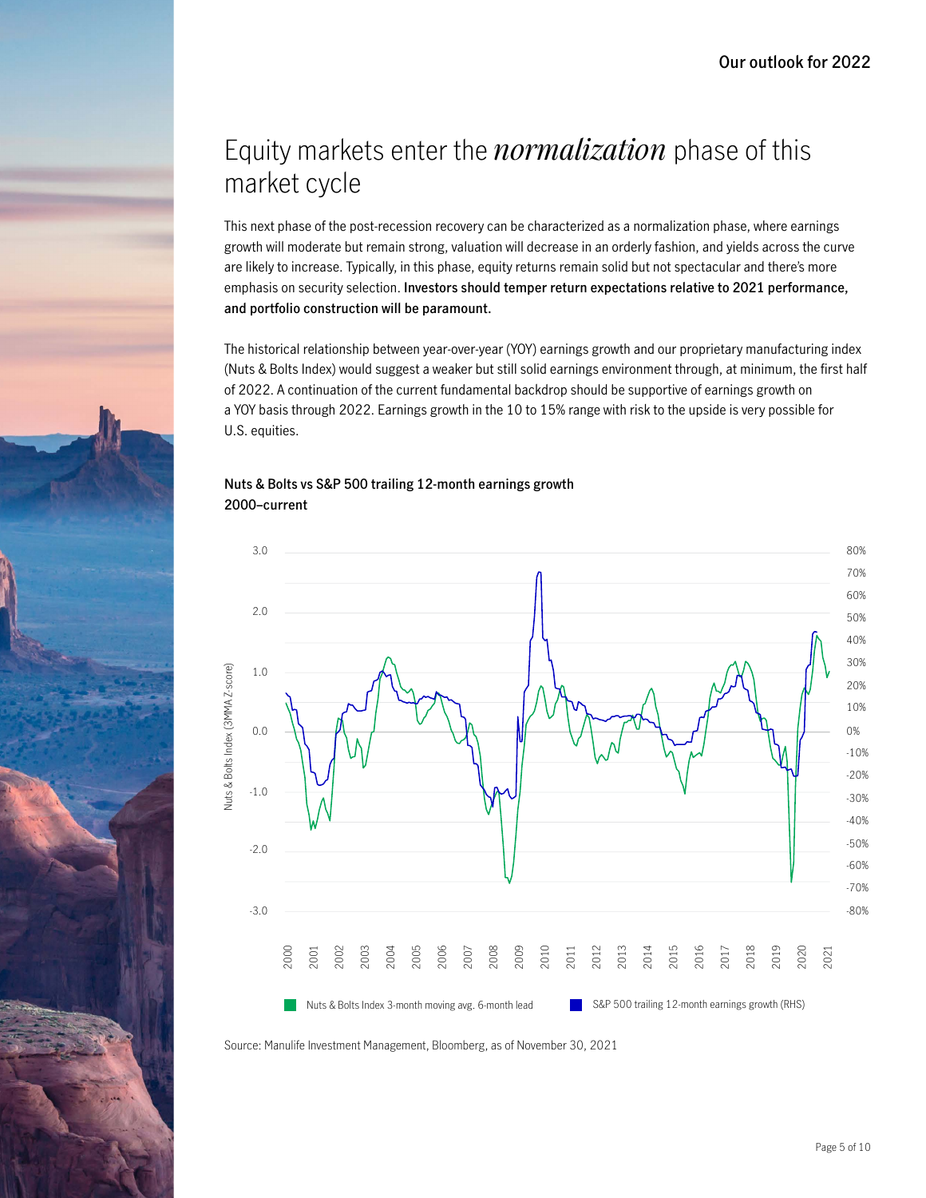# Equity markets enter the *normalization* phase of this market cycle

This next phase of the post-recession recovery can be characterized as a normalization phase, where earnings growth will moderate but remain strong, valuation will decrease in an orderly fashion, and yields across the curve are likely to increase. Typically, in this phase, equity returns remain solid but not spectacular and there's more emphasis on security selection. **Investors should temper return expectations relative to 2021 performance, and portfolio construction will be paramount.**

The historical relationship between year-over-year (YOY) earnings growth and our proprietary manufacturing index (Nuts & Bolts Index) would suggest a weaker but still solid earnings environment through, at minimum, the first half of 2022. A continuation of the current fundamental backdrop should be supportive of earnings growth on a YOY basis through 2022. Earnings growth in the 10 to 15% range with risk to the upside is very possible for U.S. equities.

**Nuts & Bolts vs S&P 500 trailing 12-month earnings growth**
**2000–current**

Source: Manulife Investment Management, Bloomberg, as of November 30, 2021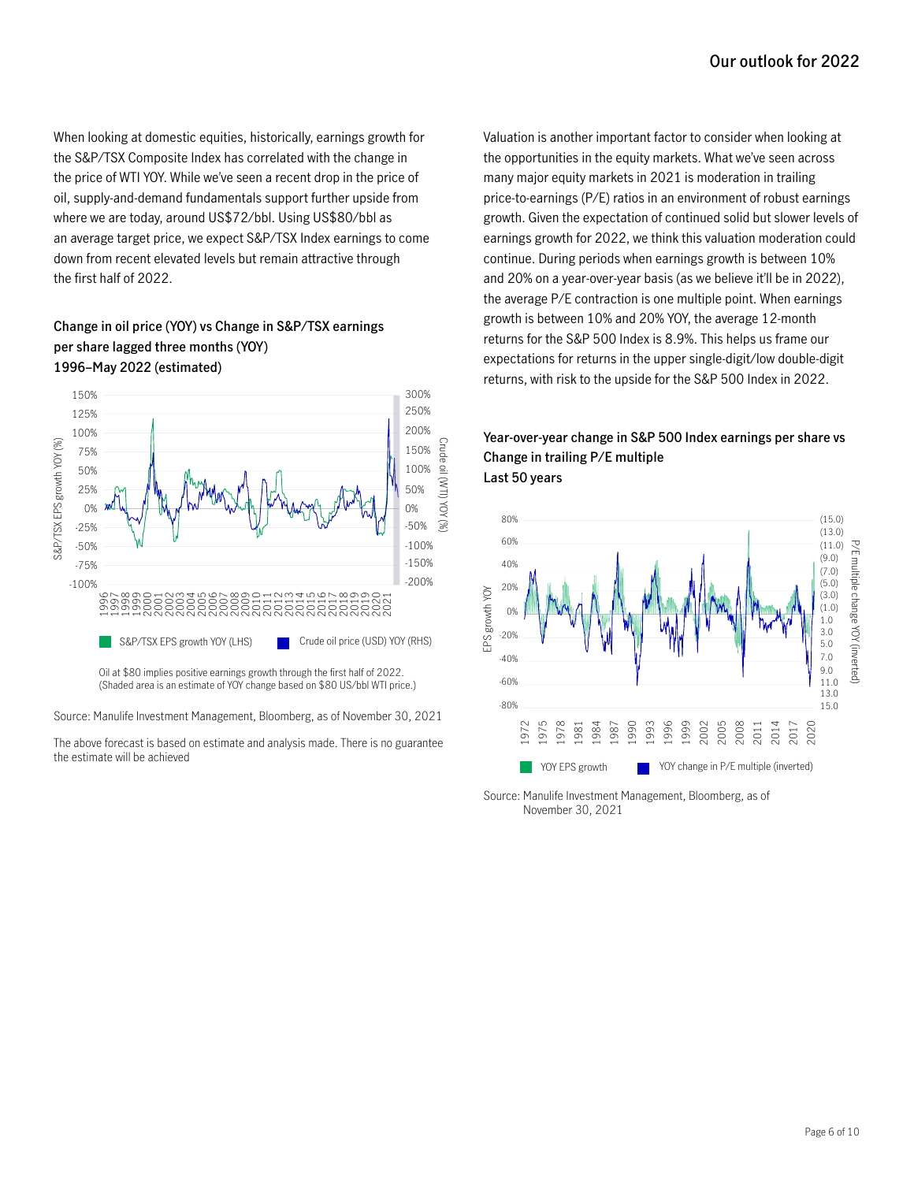When looking at domestic equities, historically, earnings growth for the S&P/TSX Composite Index has correlated with the change in the price of WTI YOY. While we've seen a recent drop in the price of oil, supply-and-demand fundamentals support further upside from where we are today, around US$72/bbl. Using US$80/bbl as an average target price, we expect S&P/TSX Index earnings to come down from recent elevated levels but remain attractive through the first half of 2022.

**Change in oil price (YOY) vs Change in S&P/TSX earnings per share lagged three months (YOY)**
**1996–May 2022 (estimated)**

S&P/TSX EPS growth YOY (LHS) | Crude oil price (USD) YOY (RHS)

Oil at $80 implies positive earnings growth through the first half of 2022. (Shaded area is an estimate of YOY change based on $80 US/bbl WTI price.)

Source: Manulife Investment Management, Bloomberg, as of November 30, 2021

The above forecast is based on estimate and analysis made. There is no guarantee the estimate will be achieved

Valuation is another important factor to consider when looking at the opportunities in the equity markets. What we've seen across many major equity markets in 2021 is moderation in trailing price-to-earnings (P/E) ratios in an environment of robust earnings growth. Given the expectation of continued solid but slower levels of earnings growth for 2022, we think this valuation moderation could continue. During periods when earnings growth is between 10% and 20% on a year-over-year basis (as we believe it'll be in 2022), the average P/E contraction is one multiple point. When earnings growth is between 10% and 20% YOY, the average 12-month returns for the S&P 500 Index is 8.9%. This helps us frame our expectations for returns in the upper single-digit/low double-digit returns, with risk to the upside for the S&P 500 Index in 2022.

**Year-over-year change in S&P 500 Index earnings per share vs Change in trailing P/E multiple**
**Last 50 years**

YOY EPS growth | YOY change in P/E multiple (inverted)

Source: Manulife Investment Management, Bloomberg, as of November 30, 2021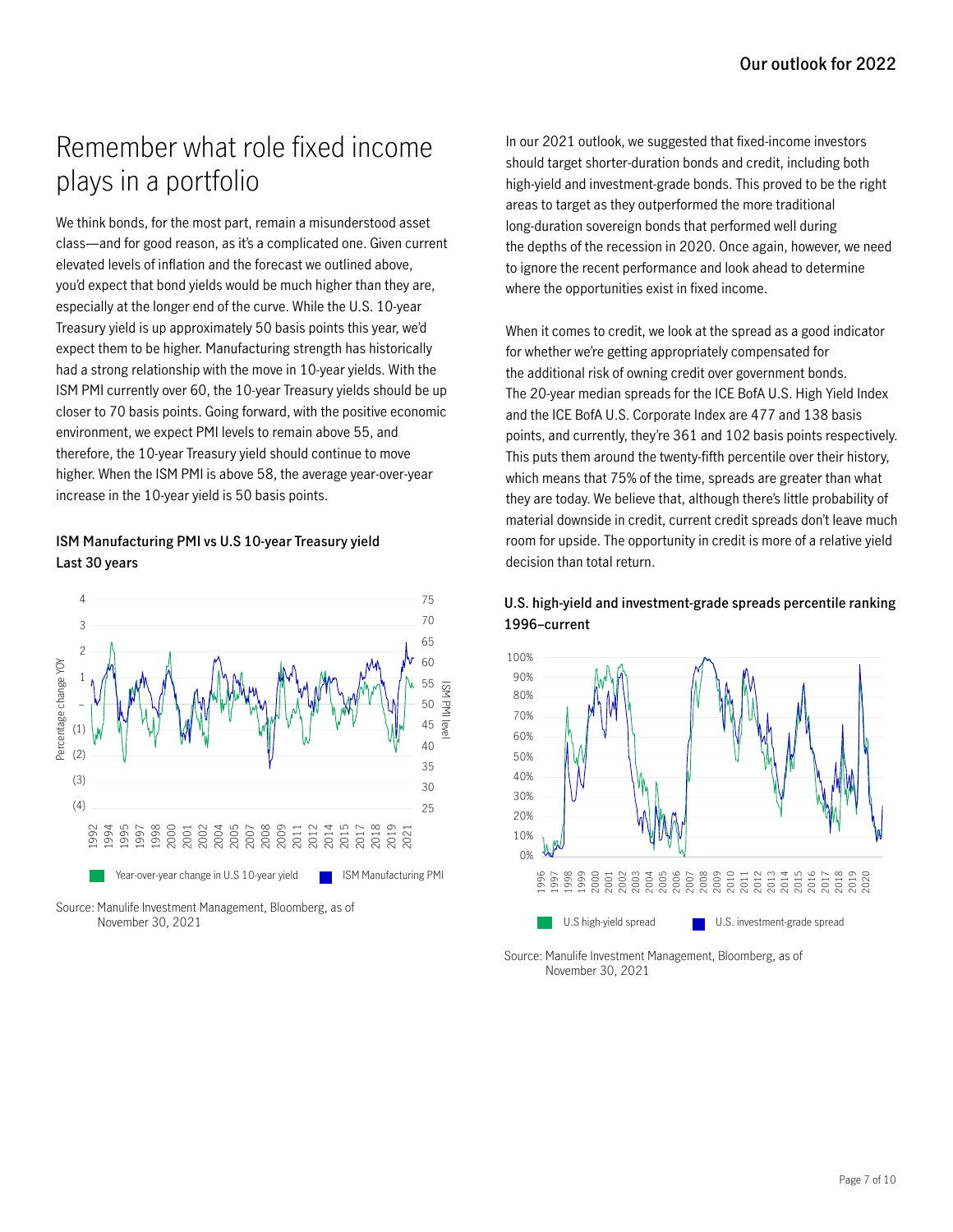# Remember what role fixed income plays in a portfolio

We think bonds, for the most part, remain a misunderstood asset class—and for good reason, as it's a complicated one. Given current elevated levels of inflation and the forecast we outlined above, you'd expect that bond yields would be much higher than they are, especially at the longer end of the curve. While the U.S. 10-year Treasury yield is up approximately 50 basis points this year, we'd expect them to be higher. Manufacturing strength has historically had a strong relationship with the move in 10-year yields. With the ISM PMI currently over 60, the 10-year Treasury yields should be up closer to 70 basis points. Going forward, with the positive economic environment, we expect PMI levels to remain above 55, and therefore, the 10-year Treasury yield should continue to move higher. When the ISM PMI is above 58, the average year-over-year increase in the 10-year yield is 50 basis points.

**ISM Manufacturing PMI vs U.S 10-year Treasury yield**
**Last 30 years**

Source: Manulife Investment Management, Bloomberg, as of November 30, 2021

In our 2021 outlook, we suggested that fixed-income investors should target shorter-duration bonds and credit, including both high-yield and investment-grade bonds. This proved to be the right areas to target as they outperformed the more traditional long-duration sovereign bonds that performed well during the depths of the recession in 2020. Once again, however, we need to ignore the recent performance and look ahead to determine where the opportunities exist in fixed income.

When it comes to credit, we look at the spread as a good indicator for whether we're getting appropriately compensated for the additional risk of owning credit over government bonds. The 20-year median spreads for the ICE BofA U.S. High Yield Index and the ICE BofA U.S. Corporate Index are 477 and 138 basis points, and currently, they're 361 and 102 basis points respectively. This puts them around the twenty-fifth percentile over their history, which means that 75% of the time, spreads are greater than what they are today. We believe that, although there's little probability of material downside in credit, current credit spreads don't leave much room for upside. The opportunity in credit is more of a relative yield decision than total return.

**U.S. high-yield and investment-grade spreads percentile ranking**
**1996–current**

Source: Manulife Investment Management, Bloomberg, as of November 30, 2021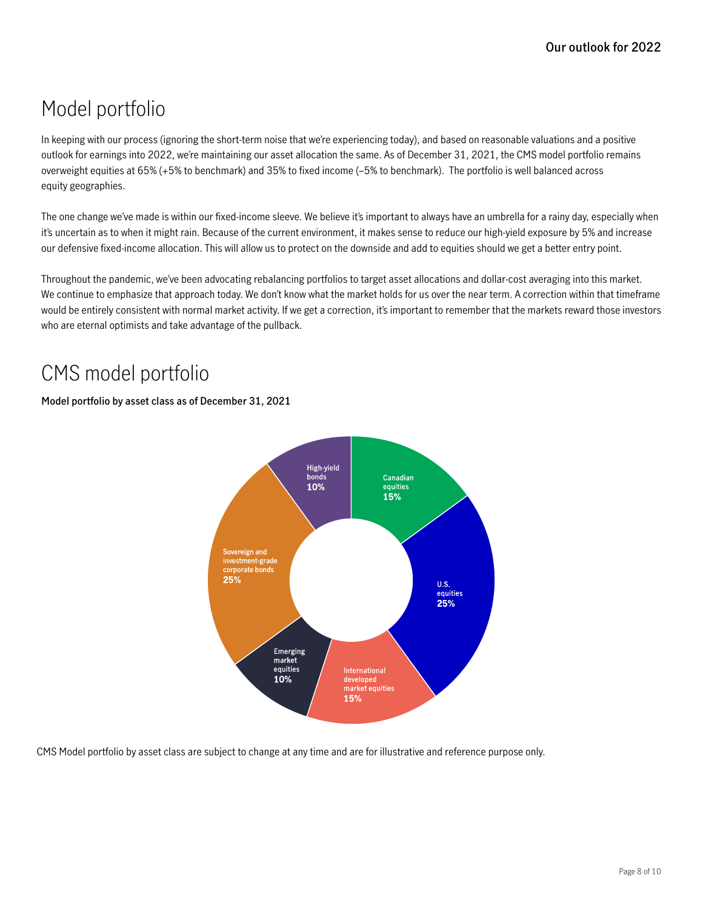# Model portfolio

In keeping with our process (ignoring the short-term noise that we're experiencing today), and based on reasonable valuations and a positive outlook for earnings into 2022, we're maintaining our asset allocation the same. As of December 31, 2021, the CMS model portfolio remains overweight equities at 65% (+5% to benchmark) and 35% to fixed income (–5% to benchmark). The portfolio is well balanced across equity geographies.

The one change we've made is within our fixed-income sleeve. We believe it's important to always have an umbrella for a rainy day, especially when it's uncertain as to when it might rain. Because of the current environment, it makes sense to reduce our high-yield exposure by 5% and increase our defensive fixed-income allocation. This will allow us to protect on the downside and add to equities should we get a better entry point.

Throughout the pandemic, we've been advocating rebalancing portfolios to target asset allocations and dollar-cost averaging into this market. We continue to emphasize that approach today. We don't know what the market holds for us over the near term. A correction within that timeframe would be entirely consistent with normal market activity. If we get a correction, it's important to remember that the markets reward those investors who are eternal optimists and take advantage of the pullback.

# CMS model portfolio

**Model portfolio by asset class as of December 31, 2021**

| Asset class | Allocation |
|---|---|
| Canadian equities | 15% |
| U.S. equities | 25% |
| International developed market equities | 15% |
| Emerging market equities | 10% |
| Sovereign and investment-grade corporate bonds | 25% |
| High-yield bonds | 10% |

CMS Model portfolio by asset class are subject to change at any time and are for illustrative and reference purpose only.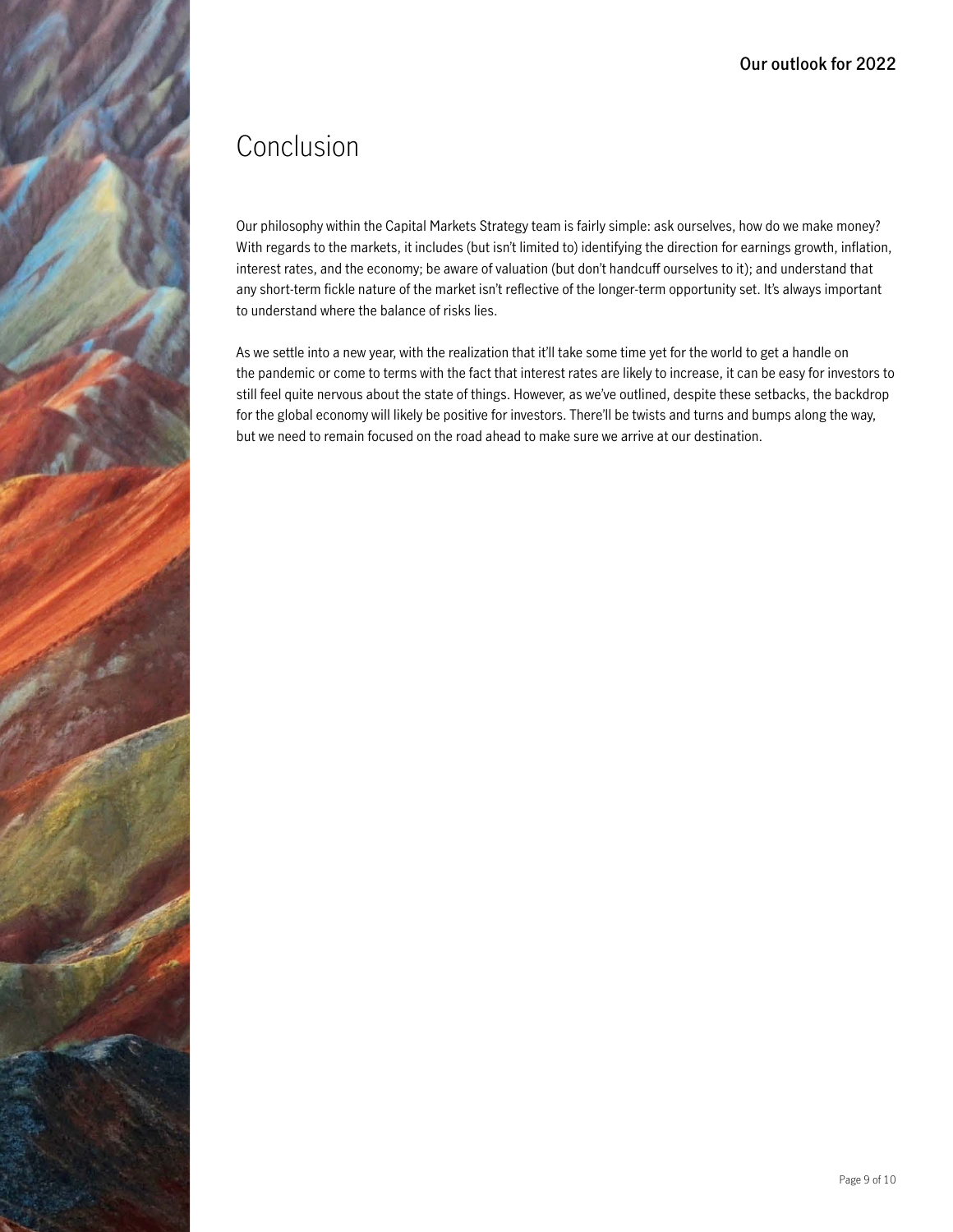# Conclusion

Our philosophy within the Capital Markets Strategy team is fairly simple: ask ourselves, how do we make money? With regards to the markets, it includes (but isn't limited to) identifying the direction for earnings growth, inflation, interest rates, and the economy; be aware of valuation (but don't handcuff ourselves to it); and understand that any short-term fickle nature of the market isn't reflective of the longer-term opportunity set. It's always important to understand where the balance of risks lies.

As we settle into a new year, with the realization that it'll take some time yet for the world to get a handle on the pandemic or come to terms with the fact that interest rates are likely to increase, it can be easy for investors to still feel quite nervous about the state of things. However, as we've outlined, despite these setbacks, the backdrop for the global economy will likely be positive for investors. There'll be twists and turns and bumps along the way, but we need to remain focused on the road ahead to make sure we arrive at our destination.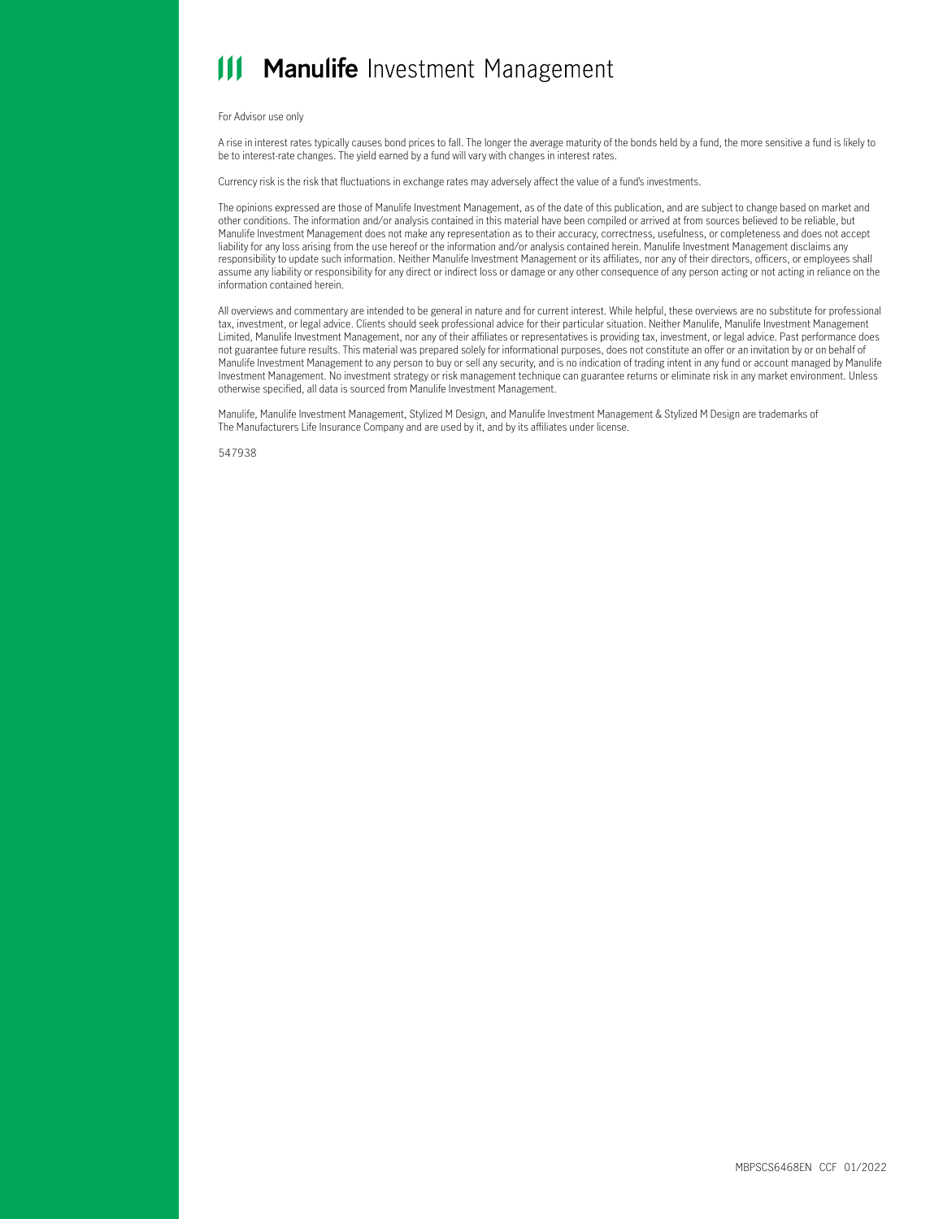# Manulife Investment Management

For Advisor use only

A rise in interest rates typically causes bond prices to fall. The longer the average maturity of the bonds held by a fund, the more sensitive a fund is likely to be to interest-rate changes. The yield earned by a fund will vary with changes in interest rates.

Currency risk is the risk that fluctuations in exchange rates may adversely affect the value of a fund's investments.

The opinions expressed are those of Manulife Investment Management, as of the date of this publication, and are subject to change based on market and other conditions. The information and/or analysis contained in this material have been compiled or arrived at from sources believed to be reliable, but Manulife Investment Management does not make any representation as to their accuracy, correctness, usefulness, or completeness and does not accept liability for any loss arising from the use hereof or the information and/or analysis contained herein. Manulife Investment Management disclaims any responsibility to update such information. Neither Manulife Investment Management or its affiliates, nor any of their directors, officers, or employees shall assume any liability or responsibility for any direct or indirect loss or damage or any other consequence of any person acting or not acting in reliance on the information contained herein.

All overviews and commentary are intended to be general in nature and for current interest. While helpful, these overviews are no substitute for professional tax, investment, or legal advice. Clients should seek professional advice for their particular situation. Neither Manulife, Manulife Investment Management Limited, Manulife Investment Management, nor any of their affiliates or representatives is providing tax, investment, or legal advice. Past performance does not guarantee future results. This material was prepared solely for informational purposes, does not constitute an offer or an invitation by or on behalf of Manulife Investment Management to any person to buy or sell any security, and is no indication of trading intent in any fund or account managed by Manulife Investment Management. No investment strategy or risk management technique can guarantee returns or eliminate risk in any market environment. Unless otherwise specified, all data is sourced from Manulife Investment Management.

Manulife, Manulife Investment Management, Stylized M Design, and Manulife Investment Management & Stylized M Design are trademarks of The Manufacturers Life Insurance Company and are used by it, and by its affiliates under license.

547938

MBPSCS6468EN CCF 01/2022